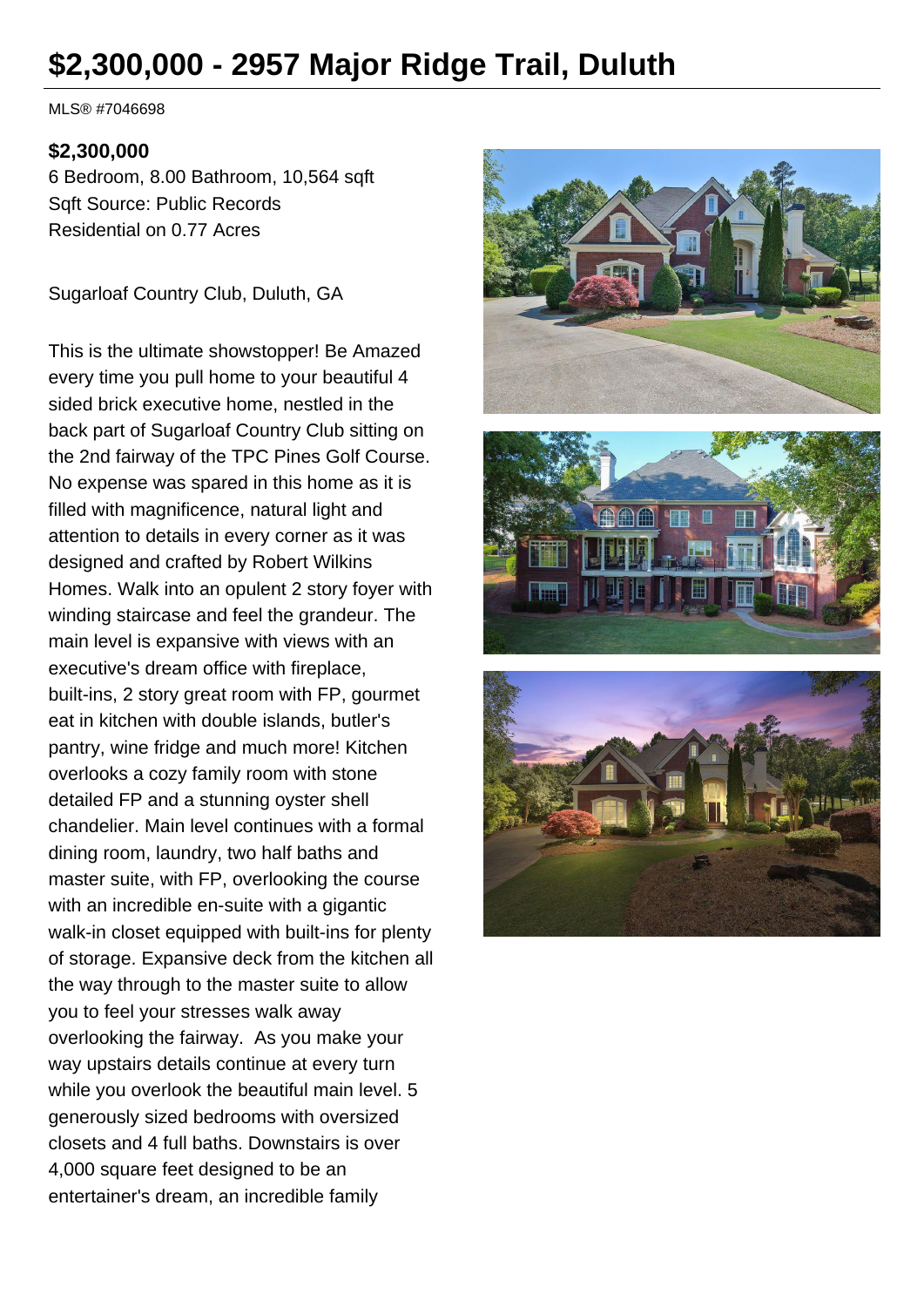# $2,300,000 - 2957 Major Ridge Trail, Duluth

MLS® #7046698

**$2,300,000**

6 Bedroom, 8.00 Bathroom, 10,564 sqft
Sqft Source: Public Records
Residential on 0.77 Acres

Sugarloaf Country Club, Duluth, GA

This is the ultimate showstopper! Be Amazed every time you pull home to your beautiful 4 sided brick executive home, nestled in the back part of Sugarloaf Country Club sitting on the 2nd fairway of the TPC Pines Golf Course. No expense was spared in this home as it is filled with magnificence, natural light and attention to details in every corner as it was designed and crafted by Robert Wilkins Homes. Walk into an opulent 2 story foyer with winding staircase and feel the grandeur. The main level is expansive with views with an executive's dream office with fireplace, built-ins, 2 story great room with FP, gourmet eat in kitchen with double islands, butler's pantry, wine fridge and much more! Kitchen overlooks a cozy family room with stone detailed FP and a stunning oyster shell chandelier. Main level continues with a formal dining room, laundry, two half baths and master suite, with FP, overlooking the course with an incredible en-suite with a gigantic walk-in closet equipped with built-ins for plenty of storage. Expansive deck from the kitchen all the way through to the master suite to allow you to feel your stresses walk away overlooking the fairway. As you make your way upstairs details continue at every turn while you overlook the beautiful main level. 5 generously sized bedrooms with oversized closets and 4 full baths. Downstairs is over 4,000 square feet designed to be an entertainer's dream, an incredible family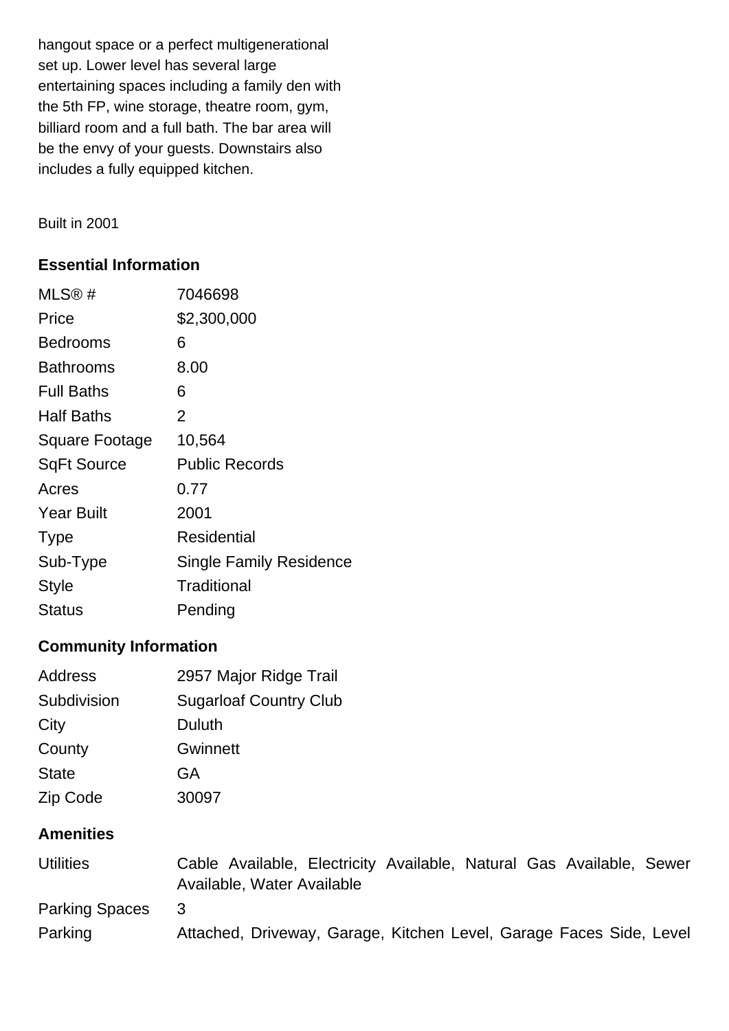hangout space or a perfect multigenerational set up. Lower level has several large entertaining spaces including a family den with the 5th FP, wine storage, theatre room, gym, billiard room and a full bath. The bar area will be the envy of your guests. Downstairs also includes a fully equipped kitchen.

Built in 2001

## Essential Information

| | |
|---|---|
| MLS® # | 7046698 |
| Price | $2,300,000 |
| Bedrooms | 6 |
| Bathrooms | 8.00 |
| Full Baths | 6 |
| Half Baths | 2 |
| Square Footage | 10,564 |
| SqFt Source | Public Records |
| Acres | 0.77 |
| Year Built | 2001 |
| Type | Residential |
| Sub-Type | Single Family Residence |
| Style | Traditional |
| Status | Pending |

## Community Information

| | |
|---|---|
| Address | 2957 Major Ridge Trail |
| Subdivision | Sugarloaf Country Club |
| City | Duluth |
| County | Gwinnett |
| State | GA |
| Zip Code | 30097 |

## Amenities

| | |
|---|---|
| Utilities | Cable Available, Electricity Available, Natural Gas Available, Sewer Available, Water Available |
| Parking Spaces | 3 |
| Parking | Attached, Driveway, Garage, Kitchen Level, Garage Faces Side, Level |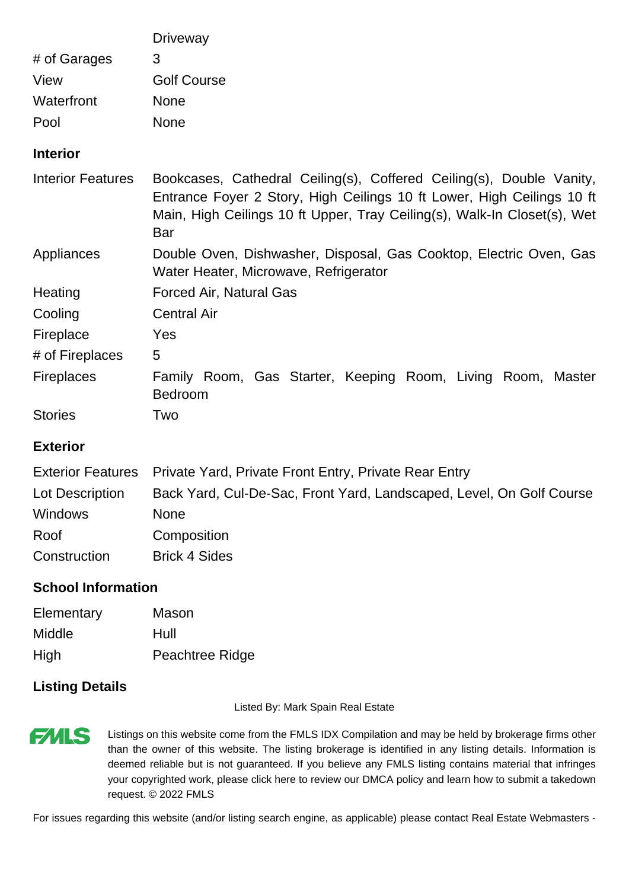| | |
|---|---|
| | Driveway |
| # of Garages | 3 |
| View | Golf Course |
| Waterfront | None |
| Pool | None |

## Interior

| | |
|---|---|
| Interior Features | Bookcases, Cathedral Ceiling(s), Coffered Ceiling(s), Double Vanity, Entrance Foyer 2 Story, High Ceilings 10 ft Lower, High Ceilings 10 ft Main, High Ceilings 10 ft Upper, Tray Ceiling(s), Walk-In Closet(s), Wet Bar |
| Appliances | Double Oven, Dishwasher, Disposal, Gas Cooktop, Electric Oven, Gas Water Heater, Microwave, Refrigerator |
| Heating | Forced Air, Natural Gas |
| Cooling | Central Air |
| Fireplace | Yes |
| # of Fireplaces | 5 |
| Fireplaces | Family Room, Gas Starter, Keeping Room, Living Room, Master Bedroom |
| Stories | Two |

## Exterior

| | |
|---|---|
| Exterior Features | Private Yard, Private Front Entry, Private Rear Entry |
| Lot Description | Back Yard, Cul-De-Sac, Front Yard, Landscaped, Level, On Golf Course |
| Windows | None |
| Roof | Composition |
| Construction | Brick 4 Sides |

## School Information

| | |
|---|---|
| Elementary | Mason |
| Middle | Hull |
| High | Peachtree Ridge |

## Listing Details

Listed By: Mark Spain Real Estate

FMLS

Listings on this website come from the FMLS IDX Compilation and may be held by brokerage firms other than the owner of this website. The listing brokerage is identified in any listing details. Information is deemed reliable but is not guaranteed. If you believe any FMLS listing contains material that infringes your copyrighted work, please click here to review our DMCA policy and learn how to submit a takedown request. © 2022 FMLS

For issues regarding this website (and/or listing search engine, as applicable) please contact Real Estate Webmasters -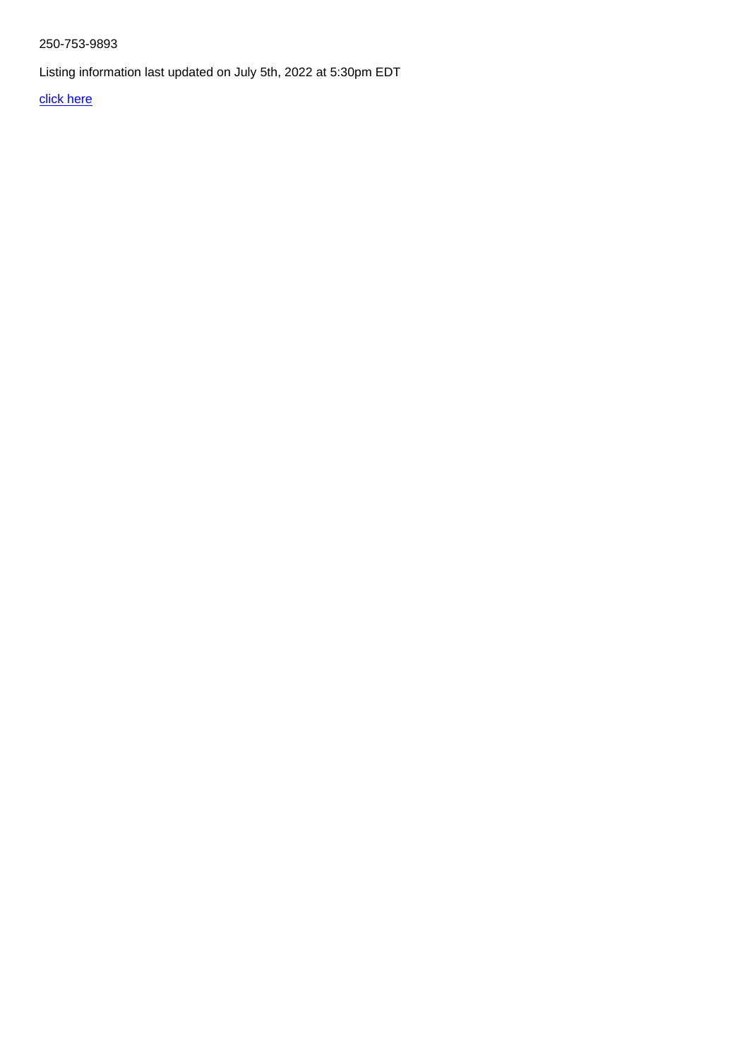250-753-9893

Listing information last updated on July 5th, 2022 at 5:30pm EDT

click here